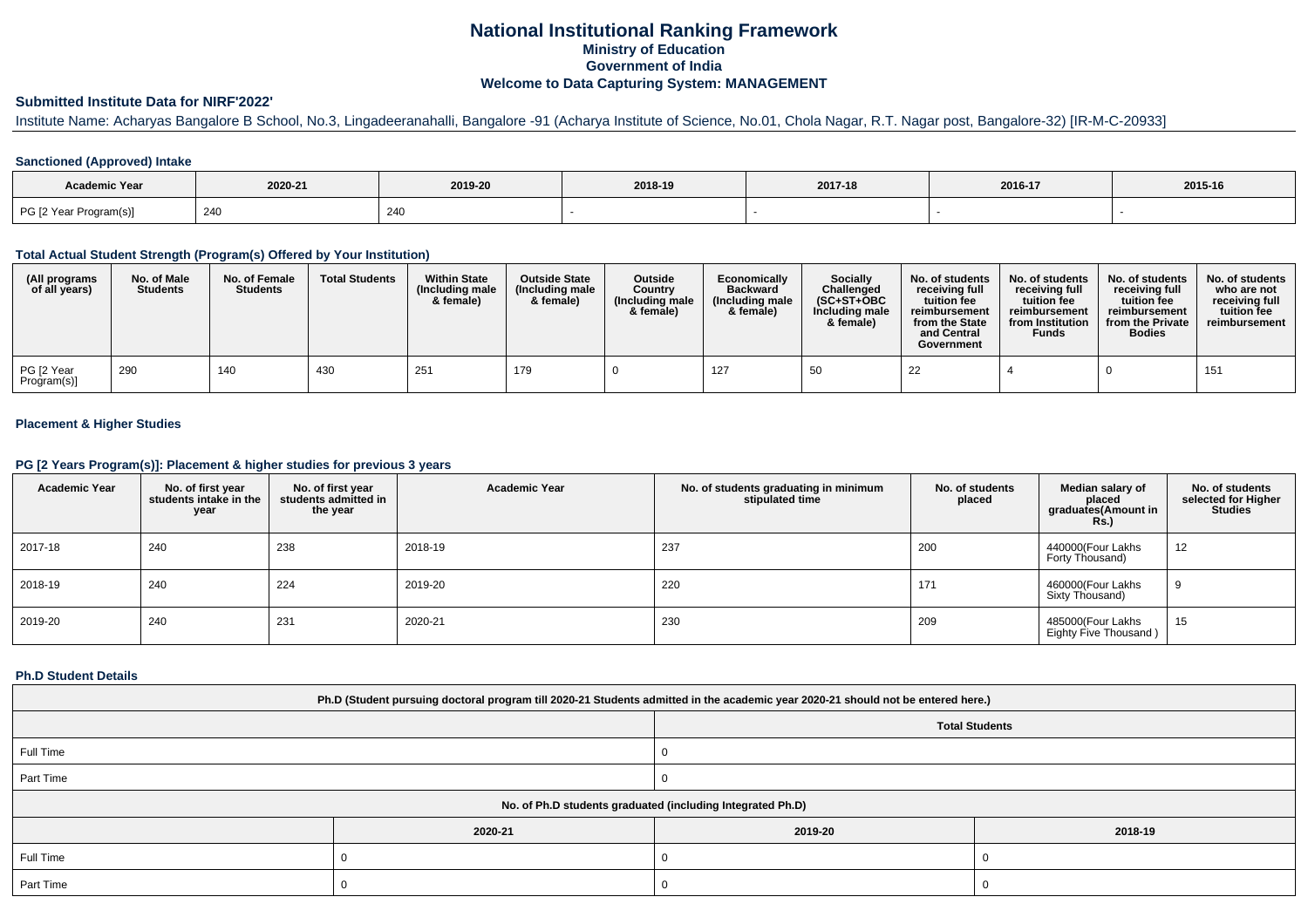# National Institutional Ranking Framework
## Ministry of Education
## Government of India
## Welcome to Data Capturing System: MANAGEMENT

### Submitted Institute Data for NIRF'2022'

Institute Name: Acharyas Bangalore B School, No.3, Lingadeeranahalli, Bangalore -91 (Acharya Institute of Science, No.01, Chola Nagar, R.T. Nagar post, Bangalore-32) [IR-M-C-20933]

#### Sanctioned (Approved) Intake

| Academic Year | 2020-21 | 2019-20 | 2018-19 | 2017-18 | 2016-17 | 2015-16 |
|---|---|---|---|---|---|---|
| PG [2 Year Program(s)] | 240 | 240 | - | - | - | - |

#### Total Actual Student Strength (Program(s) Offered by Your Institution)

| (All programs of all years) | No. of Male Students | No. of Female Students | Total Students | Within State (Including male & female) | Outside State (Including male & female) | Outside Country (Including male & female) | Economically Backward (Including male & female) | Socially Challenged (SC+ST+OBC Including male & female) | No. of students receiving full tuition fee reimbursement from the State and Central Government | No. of students receiving full tuition fee reimbursement from Institution Funds | No. of students receiving full tuition fee reimbursement from the Private Bodies | No. of students who are not receiving full tuition fee reimbursement |
|---|---|---|---|---|---|---|---|---|---|---|---|---|
| PG [2 Year Program(s)] | 290 | 140 | 430 | 251 | 179 | 0 | 127 | 50 | 22 | 4 | 0 | 151 |

#### Placement & Higher Studies

#### PG [2 Years Program(s)]: Placement & higher studies for previous 3 years

| Academic Year | No. of first year students intake in the year | No. of first year students admitted in the year | Academic Year | No. of students graduating in minimum stipulated time | No. of students placed | Median salary of placed graduates(Amount in Rs.) | No. of students selected for Higher Studies |
|---|---|---|---|---|---|---|---|
| 2017-18 | 240 | 238 | 2018-19 | 237 | 200 | 440000(Four Lakhs Forty Thousand) | 12 |
| 2018-19 | 240 | 224 | 2019-20 | 220 | 171 | 460000(Four Lakhs Sixty Thousand) | 9 |
| 2019-20 | 240 | 231 | 2020-21 | 230 | 209 | 485000(Four Lakhs Eighty Five Thousand ) | 15 |

#### Ph.D Student Details

| Ph.D (Student pursuing doctoral program till 2020-21 Students admitted in the academic year 2020-21 should not be entered here.) | |
|---|---|
| | Total Students |
| Full Time | 0 |
| Part Time | 0 |

| No. of Ph.D students graduated (including Integrated Ph.D) | | | |
|---|---|---|---|
| | 2020-21 | 2019-20 | 2018-19 |
| Full Time | 0 | 0 | 0 |
| Part Time | 0 | 0 | 0 |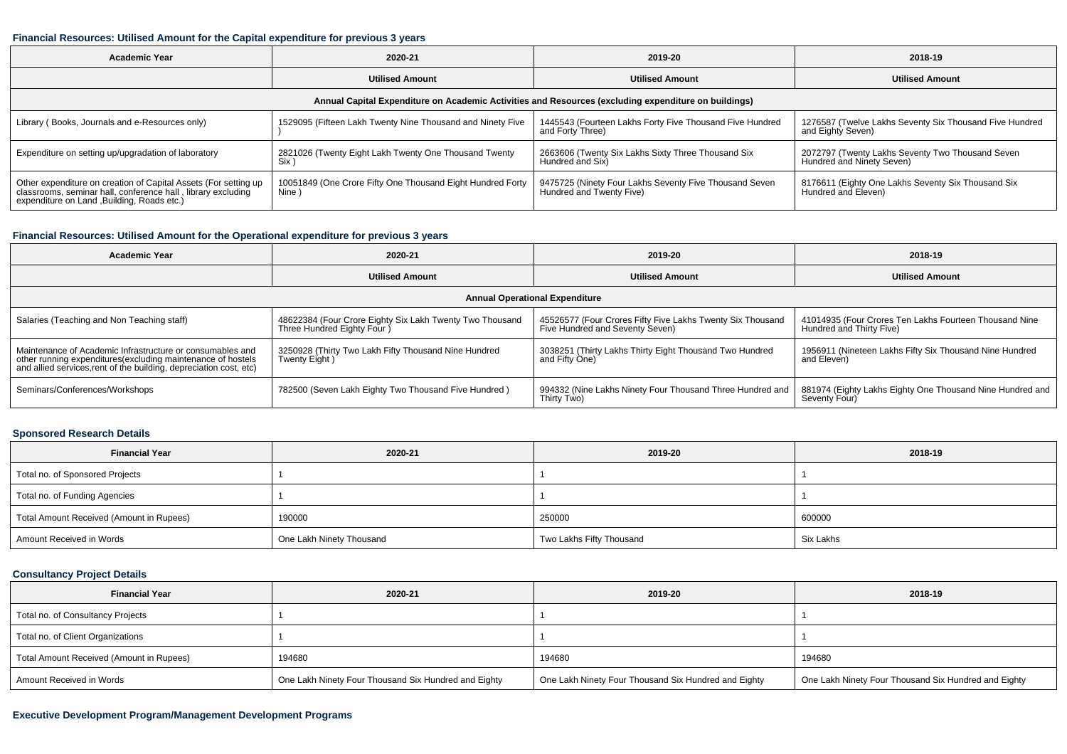#### Financial Resources: Utilised Amount for the Capital expenditure for previous 3 years

| Academic Year | 2020-21 | 2019-20 | 2018-19 |
| --- | --- | --- | --- |
| | Utilised Amount | Utilised Amount | Utilised Amount |
| Annual Capital Expenditure on Academic Activities and Resources (excluding expenditure on buildings) | | | |
| Library ( Books, Journals and e-Resources only) | 1529095 (Fifteen Lakh Twenty Nine Thousand and Ninety Five ) | 1445543 (Fourteen Lakhs Forty Five Thousand Five Hundred and Forty Three) | 1276587 (Twelve Lakhs Seventy Six Thousand Five Hundred and Eighty Seven) |
| Expenditure on setting up/upgradation of laboratory | 2821026 (Twenty Eight Lakh Twenty One Thousand Twenty Six ) | 2663606 (Twenty Six Lakhs Sixty Three Thousand Six Hundred and Six) | 2072797 (Twenty Lakhs Seventy Two Thousand Seven Hundred and Ninety Seven) |
| Other expenditure on creation of Capital Assets (For setting up classrooms, seminar hall, conference hall , library excluding expenditure on Land ,Building, Roads etc.) | 10051849 (One Crore Fifty One Thousand Eight Hundred Forty Nine ) | 9475725 (Ninety Four Lakhs Seventy Five Thousand Seven Hundred and Twenty Five) | 8176611 (Eighty One Lakhs Seventy Six Thousand Six Hundred and Eleven) |

#### Financial Resources: Utilised Amount for the Operational expenditure for previous 3 years

| Academic Year | 2020-21 | 2019-20 | 2018-19 |
| --- | --- | --- | --- |
| | Utilised Amount | Utilised Amount | Utilised Amount |
| Annual Operational Expenditure | | | |
| Salaries (Teaching and Non Teaching staff) | 48622384 (Four Crore Eighty Six Lakh Twenty Two Thousand Three Hundred Eighty Four ) | 45526577 (Four Crores Fifty Five Lakhs Twenty Six Thousand Five Hundred and Seventy Seven) | 41014935 (Four Crores Ten Lakhs Fourteen Thousand Nine Hundred and Thirty Five) |
| Maintenance of Academic Infrastructure or consumables and other running expenditures(excluding maintenance of hostels and allied services,rent of the building, depreciation cost, etc) | 3250928 (Thirty Two Lakh Fifty Thousand Nine Hundred Twenty Eight ) | 3038251 (Thirty Lakhs Thirty Eight Thousand Two Hundred and Fifty One) | 1956911 (Nineteen Lakhs Fifty Six Thousand Nine Hundred and Eleven) |
| Seminars/Conferences/Workshops | 782500 (Seven Lakh Eighty Two Thousand Five Hundred ) | 994332 (Nine Lakhs Ninety Four Thousand Three Hundred and Thirty Two) | 881974 (Eighty Lakhs Eighty One Thousand Nine Hundred and Seventy Four) |

#### Sponsored Research Details

| Financial Year | 2020-21 | 2019-20 | 2018-19 |
| --- | --- | --- | --- |
| Total no. of Sponsored Projects | 1 | 1 | 1 |
| Total no. of Funding Agencies | 1 | 1 | 1 |
| Total Amount Received (Amount in Rupees) | 190000 | 250000 | 600000 |
| Amount Received in Words | One Lakh Ninety Thousand | Two Lakhs Fifty Thousand | Six Lakhs |

#### Consultancy Project Details

| Financial Year | 2020-21 | 2019-20 | 2018-19 |
| --- | --- | --- | --- |
| Total no. of Consultancy Projects | 1 | 1 | 1 |
| Total no. of Client Organizations | 1 | 1 | 1 |
| Total Amount Received (Amount in Rupees) | 194680 | 194680 | 194680 |
| Amount Received in Words | One Lakh Ninety Four Thousand Six Hundred and Eighty | One Lakh Ninety Four Thousand Six Hundred and Eighty | One Lakh Ninety Four Thousand Six Hundred and Eighty |

#### Executive Development Program/Management Development Programs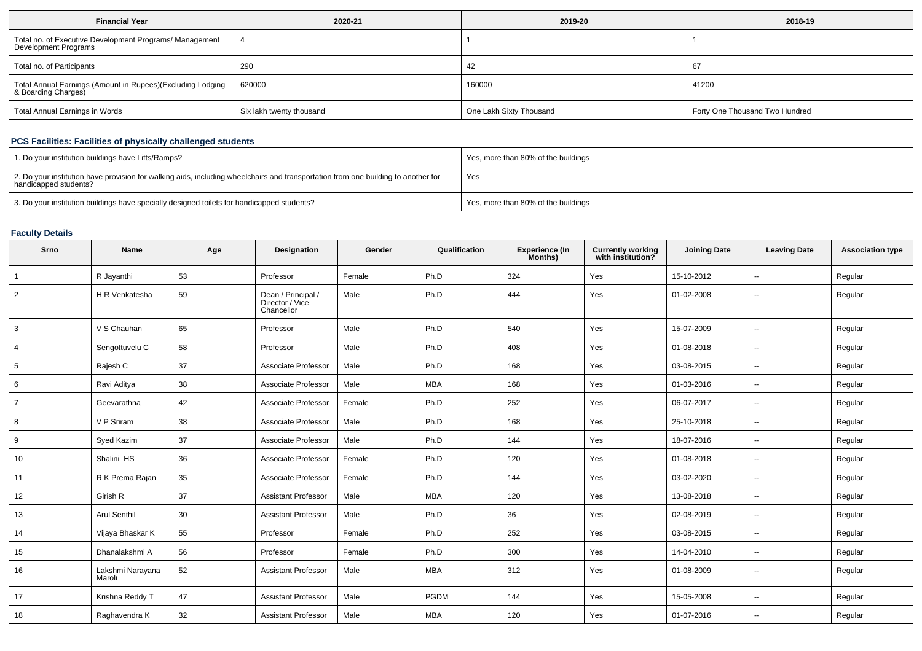| Financial Year | 2020-21 | 2019-20 | 2018-19 |
|---|---|---|---|
| Total no. of Executive Development Programs/ Management Development Programs | 4 | 1 | 1 |
| Total no. of Participants | 290 | 42 | 67 |
| Total Annual Earnings (Amount in Rupees)(Excluding Lodging & Boarding Charges) | 620000 | 160000 | 41200 |
| Total Annual Earnings in Words | Six lakh twenty thousand | One Lakh Sixty Thousand | Forty One Thousand Two Hundred |

### PCS Facilities: Facilities of physically challenged students

| | |
|---|---|
| 1. Do your institution buildings have Lifts/Ramps? | Yes, more than 80% of the buildings |
| 2. Do your institution have provision for walking aids, including wheelchairs and transportation from one building to another for handicapped students? | Yes |
| 3. Do your institution buildings have specially designed toilets for handicapped students? | Yes, more than 80% of the buildings |

### Faculty Details

| Srno | Name | Age | Designation | Gender | Qualification | Experience (In Months) | Currently working with institution? | Joining Date | Leaving Date | Association type |
|---|---|---|---|---|---|---|---|---|---|---|
| 1 | R Jayanthi | 53 | Professor | Female | Ph.D | 324 | Yes | 15-10-2012 | -- | Regular |
| 2 | H R Venkatesha | 59 | Dean / Principal / Director / Vice Chancellor | Male | Ph.D | 444 | Yes | 01-02-2008 | -- | Regular |
| 3 | V S Chauhan | 65 | Professor | Male | Ph.D | 540 | Yes | 15-07-2009 | -- | Regular |
| 4 | Sengottuvelu C | 58 | Professor | Male | Ph.D | 408 | Yes | 01-08-2018 | -- | Regular |
| 5 | Rajesh C | 37 | Associate Professor | Male | Ph.D | 168 | Yes | 03-08-2015 | -- | Regular |
| 6 | Ravi Aditya | 38 | Associate Professor | Male | MBA | 168 | Yes | 01-03-2016 | -- | Regular |
| 7 | Geevarathna | 42 | Associate Professor | Female | Ph.D | 252 | Yes | 06-07-2017 | -- | Regular |
| 8 | V P Sriram | 38 | Associate Professor | Male | Ph.D | 168 | Yes | 25-10-2018 | -- | Regular |
| 9 | Syed Kazim | 37 | Associate Professor | Male | Ph.D | 144 | Yes | 18-07-2016 | -- | Regular |
| 10 | Shalini HS | 36 | Associate Professor | Female | Ph.D | 120 | Yes | 01-08-2018 | -- | Regular |
| 11 | R K Prema Rajan | 35 | Associate Professor | Female | Ph.D | 144 | Yes | 03-02-2020 | -- | Regular |
| 12 | Girish R | 37 | Assistant Professor | Male | MBA | 120 | Yes | 13-08-2018 | -- | Regular |
| 13 | Arul Senthil | 30 | Assistant Professor | Male | Ph.D | 36 | Yes | 02-08-2019 | -- | Regular |
| 14 | Vijaya Bhaskar K | 55 | Professor | Female | Ph.D | 252 | Yes | 03-08-2015 | -- | Regular |
| 15 | Dhanalakshmi A | 56 | Professor | Female | Ph.D | 300 | Yes | 14-04-2010 | -- | Regular |
| 16 | Lakshmi Narayana Maroli | 52 | Assistant Professor | Male | MBA | 312 | Yes | 01-08-2009 | -- | Regular |
| 17 | Krishna Reddy T | 47 | Assistant Professor | Male | PGDM | 144 | Yes | 15-05-2008 | -- | Regular |
| 18 | Raghavendra K | 32 | Assistant Professor | Male | MBA | 120 | Yes | 01-07-2016 | -- | Regular |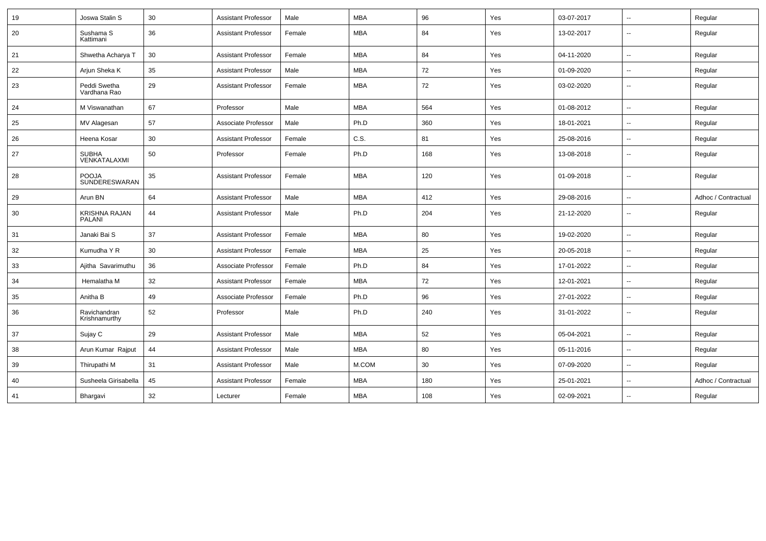| | | | | | | | | | | |
|---|---|---|---|---|---|---|---|---|---|---|
| 19 | Joswa Stalin S | 30 | Assistant Professor | Male | MBA | 96 | Yes | 03-07-2017 | -- | Regular |
| 20 | Sushama S Kattimani | 36 | Assistant Professor | Female | MBA | 84 | Yes | 13-02-2017 | -- | Regular |
| 21 | Shwetha Acharya T | 30 | Assistant Professor | Female | MBA | 84 | Yes | 04-11-2020 | -- | Regular |
| 22 | Arjun Sheka K | 35 | Assistant Professor | Male | MBA | 72 | Yes | 01-09-2020 | -- | Regular |
| 23 | Peddi Swetha Vardhana Rao | 29 | Assistant Professor | Female | MBA | 72 | Yes | 03-02-2020 | -- | Regular |
| 24 | M Viswanathan | 67 | Professor | Male | MBA | 564 | Yes | 01-08-2012 | -- | Regular |
| 25 | MV Alagesan | 57 | Associate Professor | Male | Ph.D | 360 | Yes | 18-01-2021 | -- | Regular |
| 26 | Heena Kosar | 30 | Assistant Professor | Female | C.S. | 81 | Yes | 25-08-2016 | -- | Regular |
| 27 | SUBHA VENKATALAXMI | 50 | Professor | Female | Ph.D | 168 | Yes | 13-08-2018 | -- | Regular |
| 28 | POOJA SUNDERESWARAN | 35 | Assistant Professor | Female | MBA | 120 | Yes | 01-09-2018 | -- | Regular |
| 29 | Arun BN | 64 | Assistant Professor | Male | MBA | 412 | Yes | 29-08-2016 | -- | Adhoc / Contractual |
| 30 | KRISHNA RAJAN PALANI | 44 | Assistant Professor | Male | Ph.D | 204 | Yes | 21-12-2020 | -- | Regular |
| 31 | Janaki Bai S | 37 | Assistant Professor | Female | MBA | 80 | Yes | 19-02-2020 | -- | Regular |
| 32 | Kumudha Y R | 30 | Assistant Professor | Female | MBA | 25 | Yes | 20-05-2018 | -- | Regular |
| 33 | Ajitha Savarimuthu | 36 | Associate Professor | Female | Ph.D | 84 | Yes | 17-01-2022 | -- | Regular |
| 34 | Hemalatha M | 32 | Assistant Professor | Female | MBA | 72 | Yes | 12-01-2021 | -- | Regular |
| 35 | Anitha B | 49 | Associate Professor | Female | Ph.D | 96 | Yes | 27-01-2022 | -- | Regular |
| 36 | Ravichandran Krishnamurthy | 52 | Professor | Male | Ph.D | 240 | Yes | 31-01-2022 | -- | Regular |
| 37 | Sujay C | 29 | Assistant Professor | Male | MBA | 52 | Yes | 05-04-2021 | -- | Regular |
| 38 | Arun Kumar Rajput | 44 | Assistant Professor | Male | MBA | 80 | Yes | 05-11-2016 | -- | Regular |
| 39 | Thirupathi M | 31 | Assistant Professor | Male | M.COM | 30 | Yes | 07-09-2020 | -- | Regular |
| 40 | Susheela Girisabella | 45 | Assistant Professor | Female | MBA | 180 | Yes | 25-01-2021 | -- | Adhoc / Contractual |
| 41 | Bhargavi | 32 | Lecturer | Female | MBA | 108 | Yes | 02-09-2021 | -- | Regular |